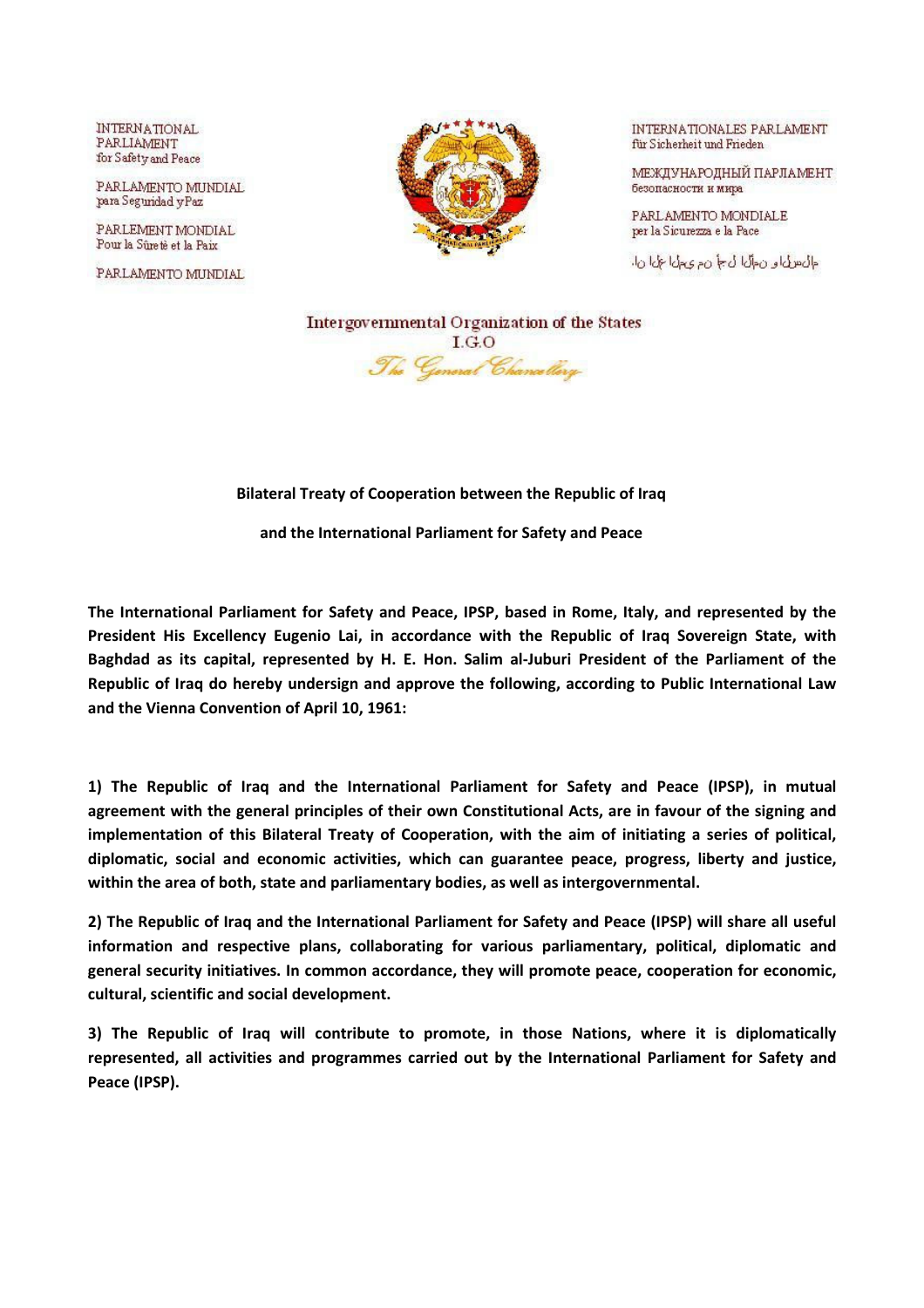INTERNATIONAL PARLIAMENT for Safety and Peace

PARLAMENTO MUNDIAL para Seguridad y Paz

PARLEMENT MONDIAL Pour la Sûreté et la Paix

PARLAMENTO MUNDIAL

INTERNATIONALES PARLAMENT für Sicherheit und Frieden

МЕЖДУНАРОДНЫЙ ПАРЛАМЕНТ безопасности и мира

PARLAMENTO MONDIALE per la Sicurezza e la Pace

Intergovernmental Organization of the States

I.G.O

*The General Chancellery*

**Bilateral Treaty of Cooperation between the Republic of Iraq**

**and the International Parliament for Safety and Peace**

**The International Parliament for Safety and Peace, IPSP, based in Rome, Italy, and represented by the President His Excellency Eugenio Lai, in accordance with the Republic of Iraq Sovereign State, with Baghdad as its capital, represented by H. E. Hon. Salim al-Juburi President of the Parliament of the Republic of Iraq do hereby undersign and approve the following, according to Public International Law and the Vienna Convention of April 10, 1961:**

**1) The Republic of Iraq and the International Parliament for Safety and Peace (IPSP), in mutual agreement with the general principles of their own Constitutional Acts, are in favour of the signing and implementation of this Bilateral Treaty of Cooperation, with the aim of initiating a series of political, diplomatic, social and economic activities, which can guarantee peace, progress, liberty and justice, within the area of both, state and parliamentary bodies, as well as intergovernmental.**

**2) The Republic of Iraq and the International Parliament for Safety and Peace (IPSP) will share all useful information and respective plans, collaborating for various parliamentary, political, diplomatic and general security initiatives. In common accordance, they will promote peace, cooperation for economic, cultural, scientific and social development.**

**3) The Republic of Iraq will contribute to promote, in those Nations, where it is diplomatically represented, all activities and programmes carried out by the International Parliament for Safety and Peace (IPSP).**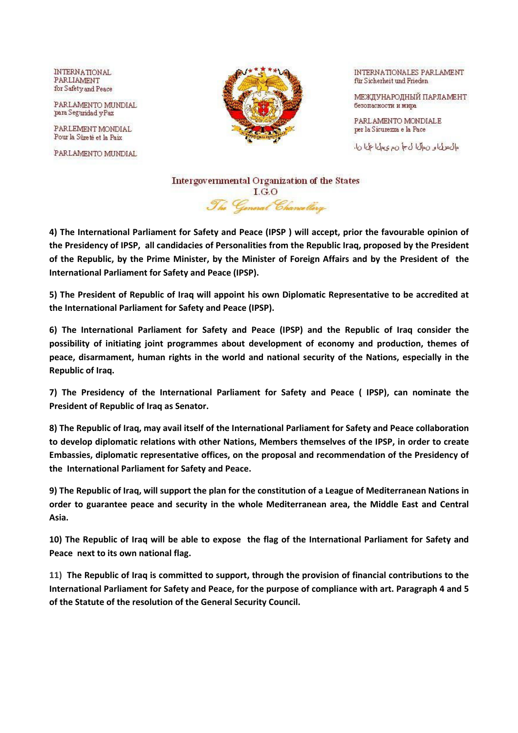**4) The International Parliament for Safety and Peace (IPSP ) will accept, prior the favourable opinion of the Presidency of IPSP, all candidacies of Personalities from the Republic Iraq, proposed by the President of the Republic, by the Prime Minister, by the Minister of Foreign Affairs and by the President of the International Parliament for Safety and Peace (IPSP).**

**5) The President of Republic of Iraq will appoint his own Diplomatic Representative to be accredited at the International Parliament for Safety and Peace (IPSP).**

**6) The International Parliament for Safety and Peace (IPSP) and the Republic of Iraq consider the possibility of initiating joint programmes about development of economy and production, themes of peace, disarmament, human rights in the world and national security of the Nations, especially in the Republic of Iraq.**

**7) The Presidency of the International Parliament for Safety and Peace ( IPSP), can nominate the President of Republic of Iraq as Senator.**

**8) The Republic of Iraq, may avail itself of the International Parliament for Safety and Peace collaboration to develop diplomatic relations with other Nations, Members themselves of the IPSP, in order to create Embassies, diplomatic representative offices, on the proposal and recommendation of the Presidency of the International Parliament for Safety and Peace.**

**9) The Republic of Iraq, will support the plan for the constitution of a League of Mediterranean Nations in order to guarantee peace and security in the whole Mediterranean area, the Middle East and Central Asia.**

**10) The Republic of Iraq will be able to expose the flag of the International Parliament for Safety and Peace next to its own national flag.**

**11) The Republic of Iraq is committed to support, through the provision of financial contributions to the International Parliament for Safety and Peace, for the purpose of compliance with art. Paragraph 4 and 5 of the Statute of the resolution of the General Security Council.**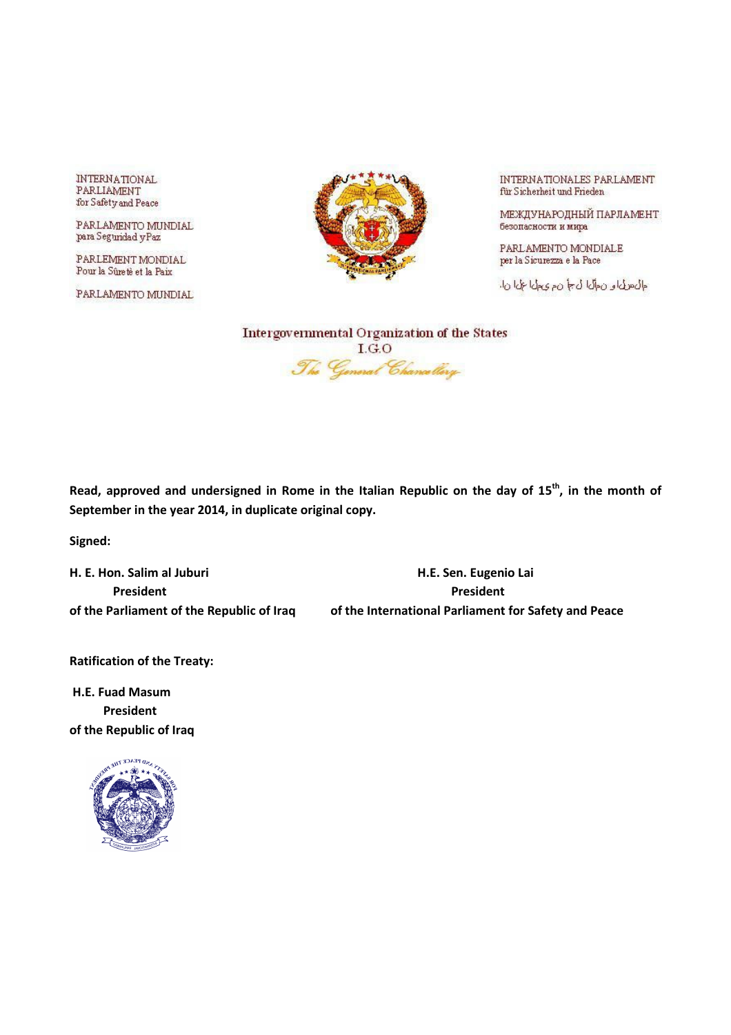INTERNATIONAL PARLIAMENT
for Safety and Peace

PARLAMENTO MUNDIAL
para Seguridad y Paz

PARLEMENT MONDIAL
Pour la Sûreté et la Paix

PARLAMENTO MUNDIAL

INTERNATIONALES PARLAMENT
für Sicherheit und Frieden

МЕЖДУНАРОДНЫЙ ПАРЛАМЕНТ
безопасности и мира

PARLAMENTO MONDIALE
per la Sicurezza e la Pace

Intergovernmental Organization of the States
I.G.O
*The General Chancellery*

**Read, approved and undersigned in Rome in the Italian Republic on the day of 15th, in the month of September in the year 2014, in duplicate original copy.**

**Signed:**

**H. E. Hon. Salim al Juburi**
**President**
**of the Parliament of the Republic of Iraq**

**H.E. Sen. Eugenio Lai**
**President**
**of the International Parliament for Safety and Peace**

**Ratification of the Treaty:**

**H.E. Fuad Masum**
**President**
**of the Republic of Iraq**